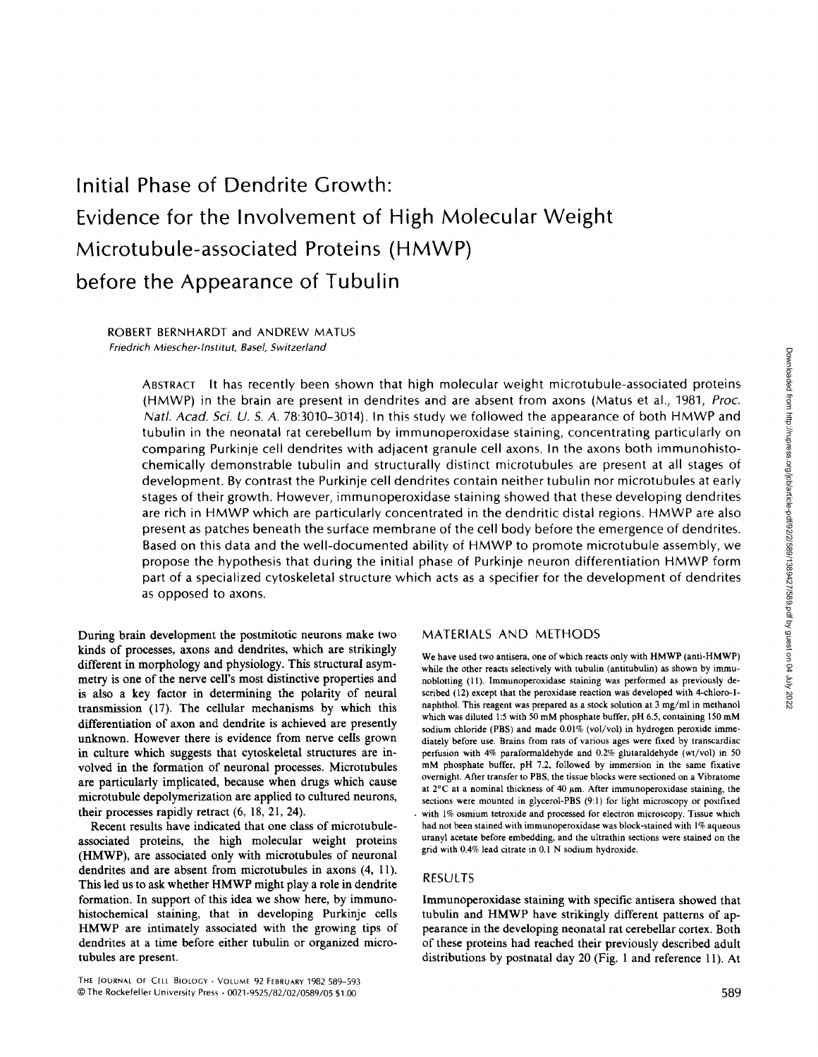# Initial Phase of Dendrite Growth: Evidence for the Involvement of High Molecular Weight Microtubule-associated Proteins (HMWP) before the Appearance of Tubulin

ROBERT BERNHARDT and ANDREW MATUS

*Friedrich Miescher-Institut, Basel, Switzerland*

ABSTRACT It has recently been shown that high molecular weight microtubule-associated proteins (HMWP) in the brain are present in dendrites and are absent from axons (Matus et al., 1981, *Proc. Natl. Acad. Sci. U. S. A.* 78:3010–3014). In this study we followed the appearance of both HMWP and tubulin in the neonatal rat cerebellum by immunoperoxidase staining, concentrating particularly on comparing Purkinje cell dendrites with adjacent granule cell axons. In the axons both immunohistochemically demonstrable tubulin and structurally distinct microtubules are present at all stages of development. By contrast the Purkinje cell dendrites contain neither tubulin nor microtubules at early stages of their growth. However, immunoperoxidase staining showed that these developing dendrites are rich in HMWP which are particularly concentrated in the dendritic distal regions. HMWP are also present as patches beneath the surface membrane of the cell body before the emergence of dendrites. Based on this data and the well-documented ability of HMWP to promote microtubule assembly, we propose the hypothesis that during the initial phase of Purkinje neuron differentiation HMWP form part of a specialized cytoskeletal structure which acts as a specifier for the development of dendrites as opposed to axons.

During brain development the postmitotic neurons make two kinds of processes, axons and dendrites, which are strikingly different in morphology and physiology. This structural asymmetry is one of the nerve cell's most distinctive properties and is also a key factor in determining the polarity of neural transmission (17). The cellular mechanisms by which this differentiation of axon and dendrite is achieved are presently unknown. However there is evidence from nerve cells grown in culture which suggests that cytoskeletal structures are involved in the formation of neuronal processes. Microtubules are particularly implicated, because when drugs which cause microtubule depolymerization are applied to cultured neurons, their processes rapidly retract (6, 18, 21, 24).

Recent results have indicated that one class of microtubule-associated proteins, the high molecular weight proteins (HMWP), are associated only with microtubules of neuronal dendrites and are absent from microtubules in axons (4, 11). This led us to ask whether HMWP might play a role in dendrite formation. In support of this idea we show here, by immunohistochemical staining, that in developing Purkinje cells HMWP are intimately associated with the growing tips of dendrites at a time before either tubulin or organized microtubules are present.

## MATERIALS AND METHODS

We have used two antisera, one of which reacts only with HMWP (anti-HMWP) while the other reacts selectively with tubulin (antitubulin) as shown by immunoblotting (11). Immunoperoxidase staining was performed as previously described (12) except that the peroxidase reaction was developed with 4-chloro-1-naphthol. This reagent was prepared as a stock solution at 3 mg/ml in methanol which was diluted 1:5 with 50 mM phosphate buffer, pH 6.5, containing 150 mM sodium chloride (PBS) and made 0.01% (vol/vol) in hydrogen peroxide immediately before use. Brains from rats of various ages were fixed by transcardiac perfusion with 4% paraformaldehyde and 0.2% glutaraldehyde (wt/vol) in 50 mM phosphate buffer, pH 7.2, followed by immersion in the same fixative overnight. After transfer to PBS, the tissue blocks were sectioned on a Vibratome at 2°C at a nominal thickness of 40 μm. After immunoperoxidase staining, the sections were mounted in glycerol-PBS (9:1) for light microscopy or postfixed with 1% osmium tetroxide and processed for electron microscopy. Tissue which had not been stained with immunoperoxidase was block-stained with 1% aqueous uranyl acetate before embedding, and the ultrathin sections were stained on the grid with 0.4% lead citrate in 0.1 N sodium hydroxide.

## RESULTS

Immunoperoxidase staining with specific antisera showed that tubulin and HMWP have strikingly different patterns of appearance in the developing neonatal rat cerebellar cortex. Both of these proteins had reached their previously described adult distributions by postnatal day 20 (Fig. 1 and reference 11). At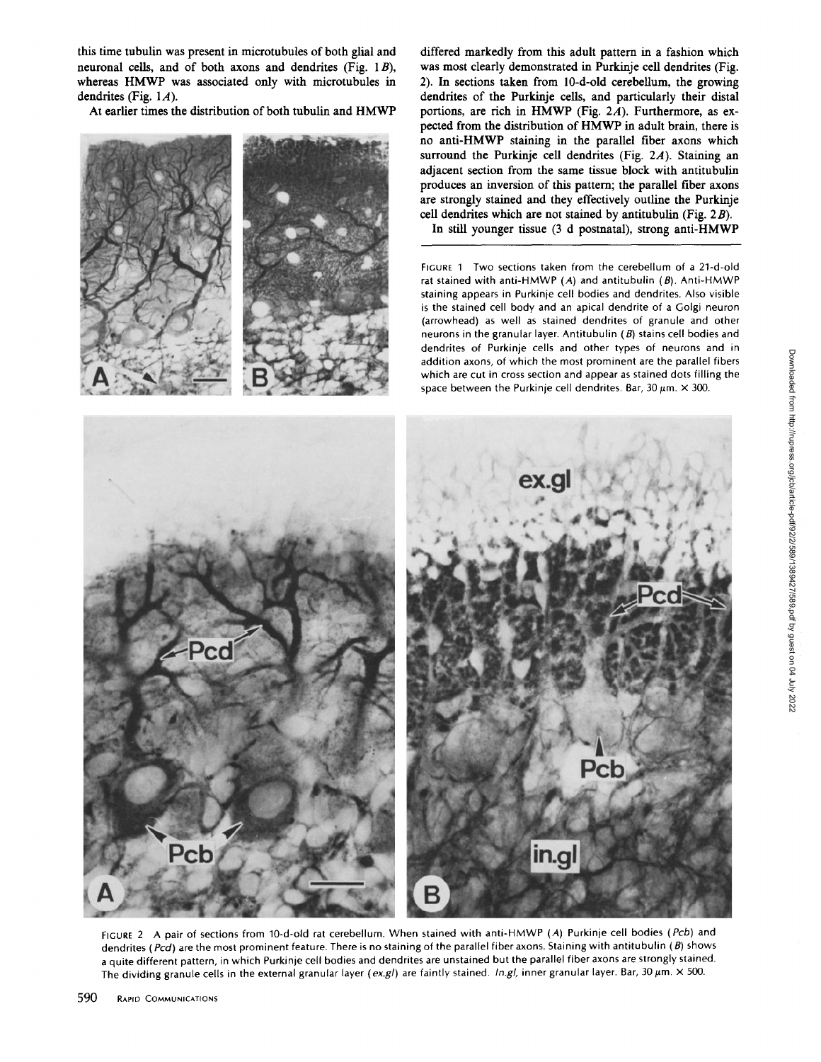this time tubulin was present in microtubules of both glial and neuronal cells, and of both axons and dendrites (Fig. 1*B*), whereas HMWP was associated only with microtubules in dendrites (Fig. 1*A*).

At earlier times the distribution of both tubulin and HMWP differed markedly from this adult pattern in a fashion which was most clearly demonstrated in Purkinje cell dendrites (Fig. 2). In sections taken from 10-d-old cerebellum, the growing dendrites of the Purkinje cells, and particularly their distal portions, are rich in HMWP (Fig. 2*A*). Furthermore, as expected from the distribution of HMWP in adult brain, there is no anti-HMWP staining in the parallel fiber axons which surround the Purkinje cell dendrites (Fig. 2*A*). Staining an adjacent section from the same tissue block with antitubulin produces an inversion of this pattern; the parallel fiber axons are strongly stained and they effectively outline the Purkinje cell dendrites which are not stained by antitubulin (Fig. 2*B*).

In still younger tissue (3 d postnatal), strong anti-HMWP

FIGURE 1 Two sections taken from the cerebellum of a 21-d-old rat stained with anti-HMWP (*A*) and antitubulin (*B*). Anti-HMWP staining appears in Purkinje cell bodies and dendrites. Also visible is the stained cell body and an apical dendrite of a Golgi neuron (arrowhead) as well as stained dendrites of granule and other neurons in the granular layer. Antitubulin (*B*) stains cell bodies and dendrites of Purkinje cells and other types of neurons and in addition axons, of which the most prominent are the parallel fibers which are cut in cross section and appear as stained dots filling the space between the Purkinje cell dendrites. Bar, 30 μm. × 300.

FIGURE 2 A pair of sections from 10-d-old rat cerebellum. When stained with anti-HMWP (*A*) Purkinje cell bodies (*Pcb*) and dendrites (*Pcd*) are the most prominent feature. There is no staining of the parallel fiber axons. Staining with antitubulin (*B*) shows a quite different pattern, in which Purkinje cell bodies and dendrites are unstained but the parallel fiber axons are strongly stained. The dividing granule cells in the external granular layer (*ex.gl*) are faintly stained. *In.gl*, inner granular layer. Bar, 30 μm. × 500.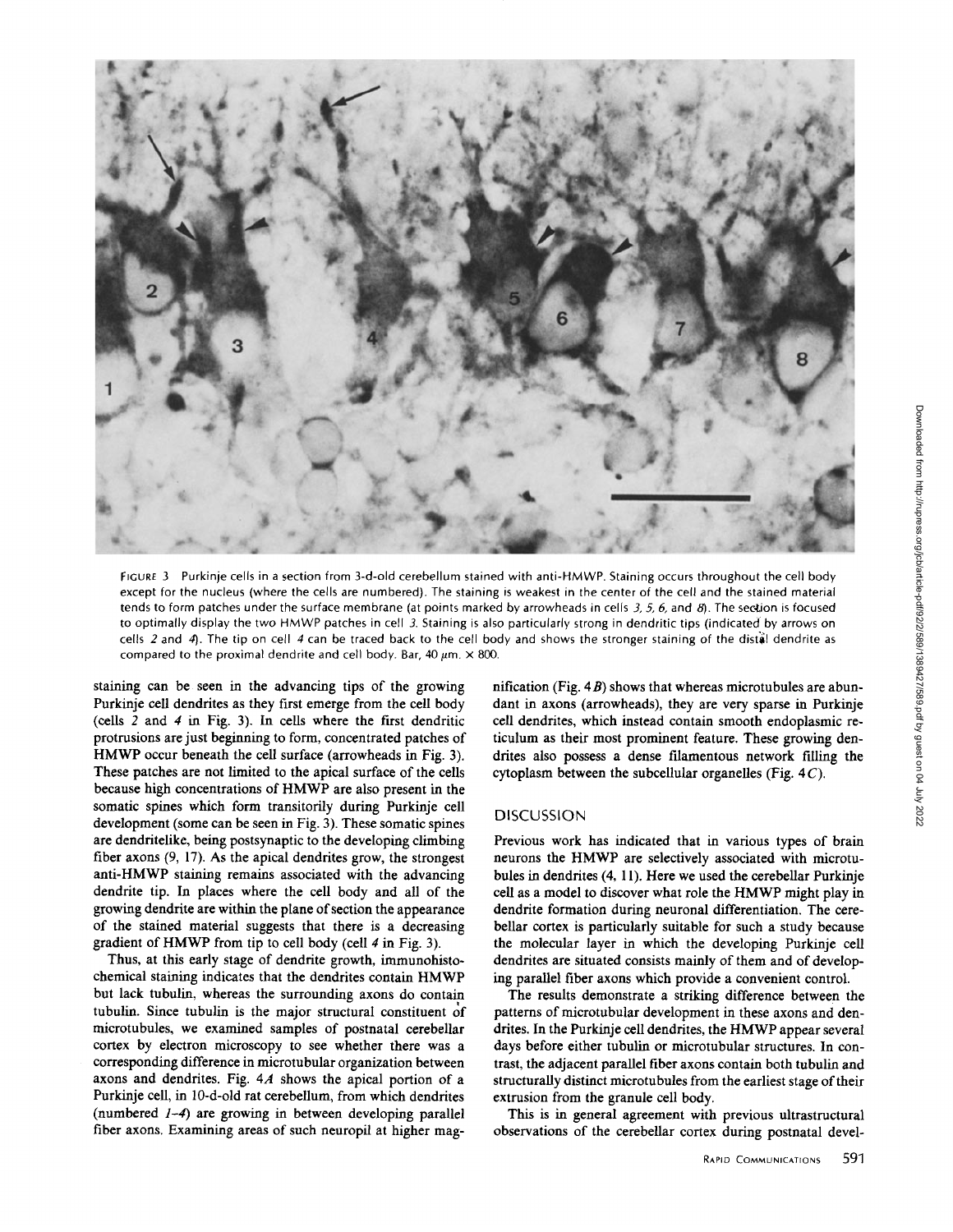FIGURE 3 Purkinje cells in a section from 3-d-old cerebellum stained with anti-HMWP. Staining occurs throughout the cell body except for the nucleus (where the cells are numbered). The staining is weakest in the center of the cell and the stained material tends to form patches under the surface membrane (at points marked by arrowheads in cells *3, 5, 6,* and *8*). The section is focused to optimally display the two HMWP patches in cell *3*. Staining is also particularly strong in dendritic tips (indicated by arrows on cells *2* and *4*). The tip on cell *4* can be traced back to the cell body and shows the stronger staining of the distal dendrite as compared to the proximal dendrite and cell body. Bar, 40 μm. × 800.

staining can be seen in the advancing tips of the growing Purkinje cell dendrites as they first emerge from the cell body (cells *2* and *4* in Fig. 3). In cells where the first dendritic protrusions are just beginning to form, concentrated patches of HMWP occur beneath the cell surface (arrowheads in Fig. 3). These patches are not limited to the apical surface of the cells because high concentrations of HMWP are also present in the somatic spines which form transitorily during Purkinje cell development (some can be seen in Fig. 3). These somatic spines are dendritelike, being postsynaptic to the developing climbing fiber axons (9, 17). As the apical dendrites grow, the strongest anti-HMWP staining remains associated with the advancing dendrite tip. In places where the cell body and all of the growing dendrite are within the plane of section the appearance of the stained material suggests that there is a decreasing gradient of HMWP from tip to cell body (cell *4* in Fig. 3).

Thus, at this early stage of dendrite growth, immunohistochemical staining indicates that the dendrites contain HMWP but lack tubulin, whereas the surrounding axons do contain tubulin. Since tubulin is the major structural constituent of microtubules, we examined samples of postnatal cerebellar cortex by electron microscopy to see whether there was a corresponding difference in microtubular organization between axons and dendrites. Fig. 4*A* shows the apical portion of a Purkinje cell, in 10-d-old rat cerebellum, from which dendrites (numbered *1–4*) are growing in between developing parallel fiber axons. Examining areas of such neuropil at higher magnification (Fig. 4*B*) shows that whereas microtubules are abundant in axons (arrowheads), they are very sparse in Purkinje cell dendrites, which instead contain smooth endoplasmic reticulum as their most prominent feature. These growing dendrites also possess a dense filamentous network filling the cytoplasm between the subcellular organelles (Fig. 4*C*).

## DISCUSSION

Previous work has indicated that in various types of brain neurons the HMWP are selectively associated with microtubules in dendrites (4, 11). Here we used the cerebellar Purkinje cell as a model to discover what role the HMWP might play in dendrite formation during neuronal differentiation. The cerebellar cortex is particularly suitable for such a study because the molecular layer in which the developing Purkinje cell dendrites are situated consists mainly of them and of developing parallel fiber axons which provide a convenient control.

The results demonstrate a striking difference between the patterns of microtubular development in these axons and dendrites. In the Purkinje cell dendrites, the HMWP appear several days before either tubulin or microtubular structures. In contrast, the adjacent parallel fiber axons contain both tubulin and structurally distinct microtubules from the earliest stage of their extrusion from the granule cell body.

This is in general agreement with previous ultrastructural observations of the cerebellar cortex during postnatal devel-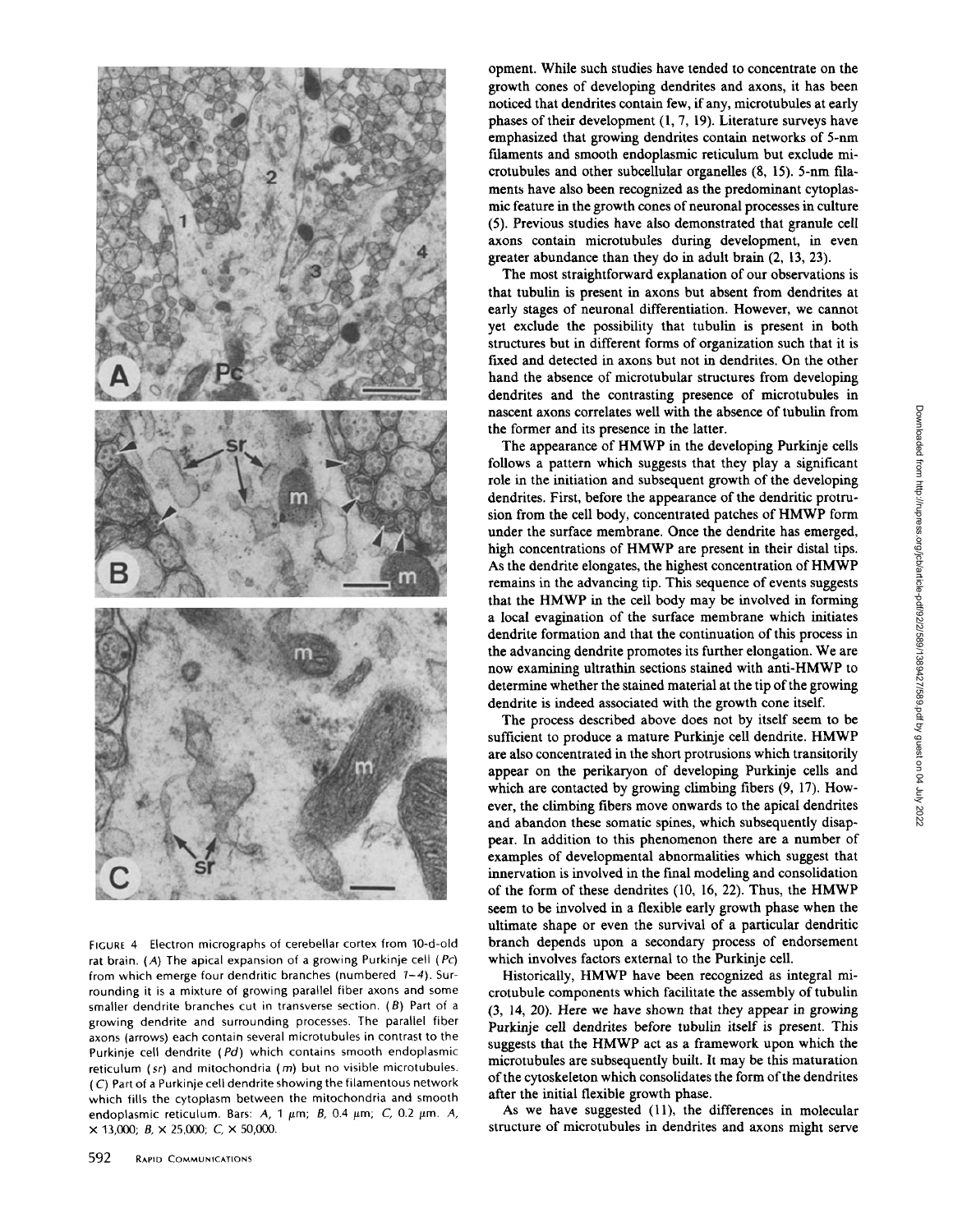FIGURE 4 Electron micrographs of cerebellar cortex from 10-d-old rat brain. (*A*) The apical expansion of a growing Purkinje cell (*Pc*) from which emerge four dendritic branches (numbered *1–4*). Surrounding it is a mixture of growing parallel fiber axons and some smaller dendrite branches cut in transverse section. (*B*) Part of a growing dendrite and surrounding processes. The parallel fiber axons (arrows) each contain several microtubules in contrast to the Purkinje cell dendrite (*Pd*) which contains smooth endoplasmic reticulum (*sr*) and mitochondria (*m*) but no visible microtubules. (*C*) Part of a Purkinje cell dendrite showing the filamentous network which fills the cytoplasm between the mitochondria and smooth endoplasmic reticulum. Bars: *A*, 1 μm; *B*, 0.4 μm; *C*, 0.2 μm. *A*, × 13,000; *B*, × 25,000; *C*, × 50,000.

opment. While such studies have tended to concentrate on the growth cones of developing dendrites and axons, it has been noticed that dendrites contain few, if any, microtubules at early phases of their development (1, 7, 19). Literature surveys have emphasized that growing dendrites contain networks of 5-nm filaments and smooth endoplasmic reticulum but exclude microtubules and other subcellular organelles (8, 15). 5-nm filaments have also been recognized as the predominant cytoplasmic feature in the growth cones of neuronal processes in culture (5). Previous studies have also demonstrated that granule cell axons contain microtubules during development, in even greater abundance than they do in adult brain (2, 13, 23).

The most straightforward explanation of our observations is that tubulin is present in axons but absent from dendrites at early stages of neuronal differentiation. However, we cannot yet exclude the possibility that tubulin is present in both structures but in different forms of organization such that it is fixed and detected in axons but not in dendrites. On the other hand the absence of microtubular structures from developing dendrites and the contrasting presence of microtubules in nascent axons correlates well with the absence of tubulin from the former and its presence in the latter.

The appearance of HMWP in the developing Purkinje cells follows a pattern which suggests that they play a significant role in the initiation and subsequent growth of the developing dendrites. First, before the appearance of the dendritic protrusion from the cell body, concentrated patches of HMWP form under the surface membrane. Once the dendrite has emerged, high concentrations of HMWP are present in their distal tips. As the dendrite elongates, the highest concentration of HMWP remains in the advancing tip. This sequence of events suggests that the HMWP in the cell body may be involved in forming a local evagination of the surface membrane which initiates dendrite formation and that the continuation of this process in the advancing dendrite promotes its further elongation. We are now examining ultrathin sections stained with anti-HMWP to determine whether the stained material at the tip of the growing dendrite is indeed associated with the growth cone itself.

The process described above does not by itself seem to be sufficient to produce a mature Purkinje cell dendrite. HMWP are also concentrated in the short protrusions which transitorily appear on the perikaryon of developing Purkinje cells and which are contacted by growing climbing fibers (9, 17). However, the climbing fibers move onwards to the apical dendrites and abandon these somatic spines, which subsequently disappear. In addition to this phenomenon there are a number of examples of developmental abnormalities which suggest that innervation is involved in the final modeling and consolidation of the form of these dendrites (10, 16, 22). Thus, the HMWP seem to be involved in a flexible early growth phase when the ultimate shape or even the survival of a particular dendritic branch depends upon a secondary process of endorsement which involves factors external to the Purkinje cell.

Historically, HMWP have been recognized as integral microtubule components which facilitate the assembly of tubulin (3, 14, 20). Here we have shown that they appear in growing Purkinje cell dendrites before tubulin itself is present. This suggests that the HMWP act as a framework upon which the microtubules are subsequently built. It may be this maturation of the cytoskeleton which consolidates the form of the dendrites after the initial flexible growth phase.

As we have suggested (11), the differences in molecular structure of microtubules in dendrites and axons might serve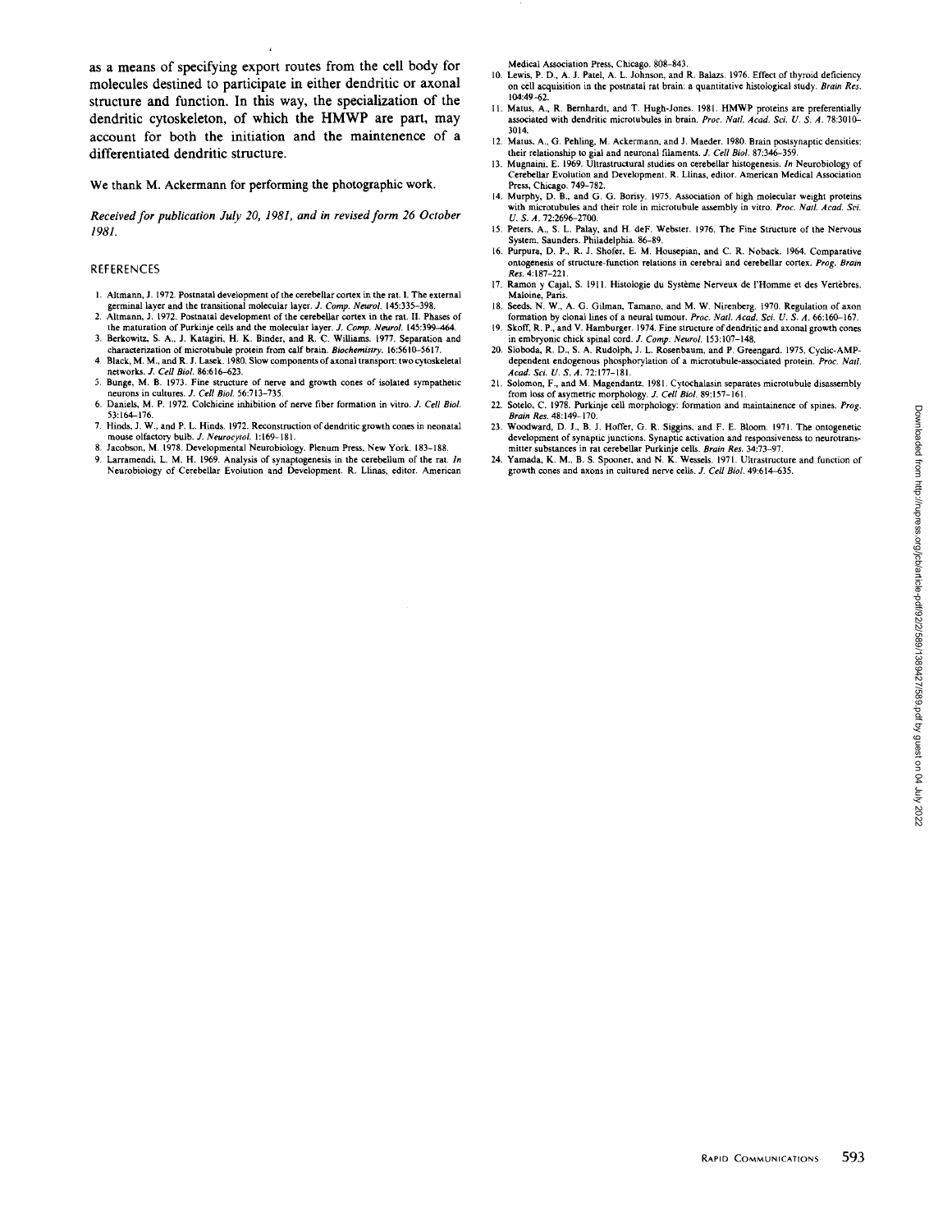as a means of specifying export routes from the cell body for molecules destined to participate in either dendritic or axonal structure and function. In this way, the specialization of the dendritic cytoskeleton, of which the HMWP are part, may account for both the initiation and the maintenence of a differentiated dendritic structure.

We thank M. Ackermann for performing the photographic work.

*Received for publication July 20, 1981, and in revised form 26 October 1981.*

## REFERENCES

1. Altmann, J. 1972. Postnatal development of the cerebellar cortex in the rat. I. The external germinal layer and the transitional molecular layer. *J. Comp. Neurol.* 145:335–398.
2. Altmann, J. 1972. Postnatal development of the cerebellar cortex in the rat. II. Phases of the maturation of Purkinje cells and the molecular layer. *J. Comp. Neurol.* 145:399–464.
3. Berkowitz, S. A., J. Katagiri, H. K. Binder, and R. C. Williams. 1977. Separation and characterization of microtubule protein from calf brain. *Biochemistry.* 16:5610–5617.
4. Black, M. M., and R. J. Lasek. 1980. Slow components of axonal transport: two cytoskeletal networks. *J. Cell Biol.* 86:616–623.
5. Bunge, M. B. 1973. Fine structure of nerve and growth cones of isolated sympathetic neurons in cultures. *J. Cell Biol.* 56:713–735.
6. Daniels, M. P. 1972. Colchicine inhibition of nerve fiber formation in vitro. *J. Cell Biol.* 53:164–176.
7. Hinds, J. W., and P. L. Hinds. 1972. Reconstruction of dendritic growth cones in neonatal mouse olfactory bulb. *J. Neurocytol.* 1:169–181.
8. Jacobson, M. 1978. Developmental Neurobiology. Plenum Press. New York. 183–188.
9. Larramendi, L. M. H. 1969. Analysis of synaptogenesis in the cerebellum of the rat. *In* Neurobiology of Cerebellar Evolution and Development. R. Llinas, editor. American Medical Association Press, Chicago. 808–843.
10. Lewis, P. D., A. J. Patel, A. L. Johnson, and R. Balazs. 1976. Effect of thyroid deficiency on cell acquisition in the postnatal rat brain: a quantitative histological study. *Brain Res.* 104:49–62.
11. Matus, A., R. Bernhardt, and T. Hugh-Jones. 1981. HMWP proteins are preferentially associated with dendritic microtubules in brain. *Proc. Natl. Acad. Sci. U. S. A.* 78:3010–3014.
12. Matus, A., G. Pehling, M. Ackermann, and J. Maeder. 1980. Brain postsynaptic densities: their relationship to gial and neuronal filaments. *J. Cell Biol.* 87:346–359.
13. Mugnaini, E. 1969. Ultrastructural studies on cerebellar histogenesis. *In* Neurobiology of Cerebellar Evolution and Development. R. Llinas, editor. American Medical Association Press, Chicago. 749–782.
14. Murphy, D. B., and G. G. Borisy. 1975. Association of high molecular weight proteins with microtubules and their role in microtubule assembly in vitro. *Proc. Natl. Acad. Sci. U. S. A.* 72:2696–2700.
15. Peters, A., S. L. Palay, and H. deF. Webster. 1976. The Fine Structure of the Nervous System. Saunders. Philadelphia. 86–89.
16. Purpura, D. P., R. J. Shofer, E. M. Housepian, and C. R. Noback. 1964. Comparative ontogenesis of structure-function relations in cerebral and cerebellar cortex. *Prog. Brain Res.* 4:187–221.
17. Ramon y Cajal, S. 1911. Histologie du Système Nerveux de l'Homme et des Vertèbres. Maloine, Paris.
18. Seeds, N. W., A. G. Gilman, Tamano, and M. W. Nirenberg. 1970. Regulation of axon formation by clonal lines of a neural tumour. *Proc. Natl. Acad. Sci. U. S. A.* 66:160–167.
19. Skoff, R. P., and V. Hamburger. 1974. Fine structure of dendritic and axonal growth cones in embryonic chick spinal cord. *J. Comp. Neurol.* 153:107–148.
20. Sloboda, R. D., S. A. Rudolph, J. L. Rosenbaum, and P. Greengard. 1975. Cyclic-AMP-dependent endogenous phosphorylation of a microtubule-associated protein. *Proc. Natl. Acad. Sci. U. S. A.* 72:177–181.
21. Solomon, F., and M. Magendantz. 1981. Cytochalasin separates microtubule disassembly from loss of asymetric morphology. *J. Cell Biol.* 89:157–161.
22. Sotelo, C. 1978. Purkinje cell morphology: formation and maintainence of spines. *Prog. Brain Res.* 48:149–170.
23. Woodward, D. J., B. J. Hoffer, G. R. Siggins, and F. E. Bloom. 1971. The ontogenetic development of synaptic junctions. Synaptic activation and responsiveness to neurotransmitter substances in rat cerebellar Purkinje cells. *Brain Res.* 34:73–97.
24. Yamada, K. M., B. S. Spooner, and N. K. Wessels. 1971. Ultrastructure and function of growth cones and axons in cultured nerve cells. *J. Cell Biol.* 49:614–635.